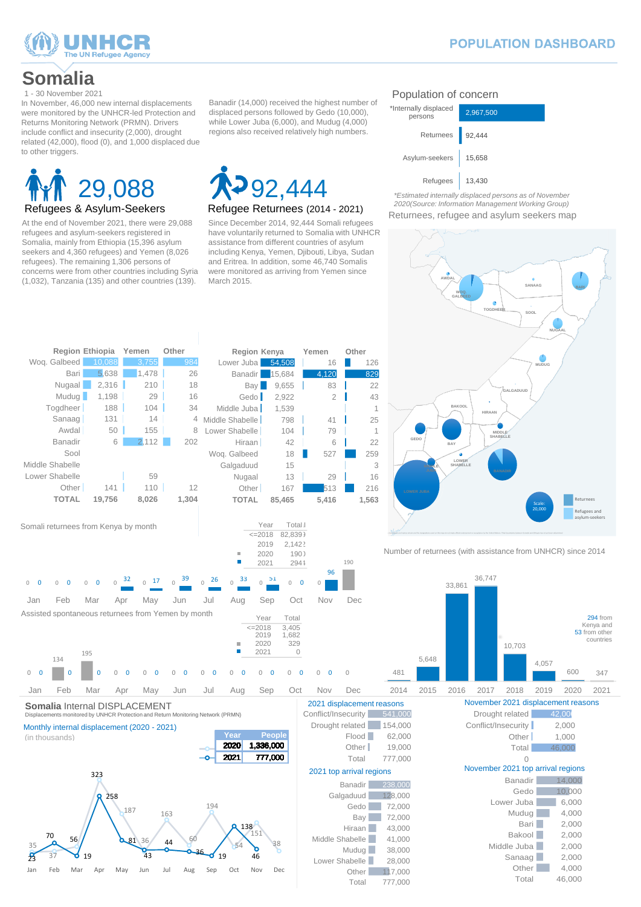# Somalia

POPULATION DASHBOARD

1 - 30 November 2021

In November, 46,000 new internal displacements were monitored by the UNHCR-led Protection and Returns Monitoring Network (PRMN). Drivers include conflict and insecurity (2,000), drought related (42,000), flood (0), and 1,000 displaced due to other triggers.

Banadir (14,000) received the highest number of displaced persons followed by Gedo (10,000), while Lower Juba (6,000), and Mudug (4,000) regions also received relatively high numbers.

## 29,088
### Refugees & Asylum-Seekers

At the end of November 2021, there were 29,088 refugees and asylum-seekers registered in Somalia, mainly from Ethiopia (15,396 asylum seekers and 4,360 refugees) and Yemen (8,026 refugees). The remaining 1,306 persons of concerns were from other countries including Syria (1,032), Tanzania (135) and other countries (139).

## 92,444
### Refugee Returns (2014 - 2021)

Since December 2014, 92,444 Somali refugees have voluntarily returned to Somalia with UNHCR assistance from different countries of asylum including Kenya, Yemen, Djibouti, Libya, Sudan and Eritrea. In addition, some 46,740 Somalis were monitored as arriving from Yemen since March 2015.

## Population of concern

| Category | Number |
|---|---|
| *Internally displaced persons | 2,967,500 |
| Returnees | 92,444 |
| Asylum-seekers | 15,658 |
| Refugees | 13,430 |

*Estimated internally displaced persons as of November 2020(Source: Information Management Working Group)

### Returnees, refugee and asylum seekers map

| Region | Ethiopia | Yemen | Other |
|---|---|---|---|
| Woq. Galbeed | 10,088 | 3,755 | 984 |
| Bari | 5,638 | 1,478 | 26 |
| Nugaal | 2,316 | 210 | 18 |
| Mudug | 1,198 | 29 | 16 |
| Togdheer | 188 | 104 | 34 |
| Sanaag | 131 | 14 | 4 |
| Awdal | 50 | 155 | 8 |
| Banadir | 6 | 2,112 | 202 |
| Sool | | | |
| Middle Shabelle | | | |
| Lower Shabelle | | 59 | |
| Other | 141 | 110 | 12 |
| **TOTAL** | **19,756** | **8,026** | **1,304** |

| Region | Kenya | Yemen | Other |
|---|---|---|---|
| Lower Juba | 54,508 | 16 | 126 |
| Banadir | 15,684 | 4,120 | 829 |
| Bay | 9,655 | 83 | 22 |
| Gedo | 2,922 | 2 | 43 |
| Middle Juba | 1,539 | | 1 |
| Middle Shabelle | 798 | 41 | 25 |
| Lower Shabelle | 104 | 79 | 1 |
| Hiraan | 42 | 6 | 22 |
| Woq. Galbeed | 18 | 527 | 259 |
| Galgaduud | 15 | | 3 |
| Nugaal | 13 | 29 | 16 |
| Other | 167 | 513 | 216 |
| **TOTAL** | **85,465** | **5,416** | **1,563** |

### Somali returnees from Kenya by month

| Year | Total |
|---|---|
| <=2018 | 82,839 |
| 2019 | 2,142 |
| 2020 | 190 |
| 2021 | 294 |

| | Jan | Feb | Mar | Apr | May | Jun | Jul | Aug | Sep | Oct | Nov | Dec |
|---|---|---|---|---|---|---|---|---|---|---|---|---|
| 2020 | 0 | 0 | 0 | 0 | 0 | 0 | 0 | 0 | 0 | 0 | 0 | 190 |
| 2021 | 0 | 0 | 0 | 32 | 17 | 39 | 26 | 33 | 51 | 0 | 96 | |

### Assisted spontaneous returnees from Yemen by month

| Year | Total |
|---|---|
| <=2018 | 3,405 |
| 2019 | 1,682 |
| 2020 | 329 |
| 2021 | 0 |

| | Jan | Feb | Mar | Apr | May | Jun | Jul | Aug | Sep | Oct | Nov | Dec |
|---|---|---|---|---|---|---|---|---|---|---|---|---|
| 2020 | 0 | 134 | 195 | 0 | 0 | 0 | 0 | 0 | 0 | 0 | 0 | 0 |
| 2021 | 0 | 0 | 0 | 0 | 0 | 0 | 0 | 0 | 0 | 0 | 0 | |

### Number of returnees (with assistance from UNHCR) since 2014

| 2014 | 2015 | 2016 | 2017 | 2018 | 2019 | 2020 | 2021 |
|---|---|---|---|---|---|---|---|
| 481 | 5,648 | 33,861 | 36,747 | 10,703 | 4,057 | 600 | 347 |

294 from Kenya and 53 from other countries

## Somalia Internal DISPLACEMENT

Displacements monitored by UNHCR Protection and Return Monitoring Network (PRMN)

### Monthly internal displacement (2020 - 2021)
(in thousands)

| Year | People |
|---|---|
| 2020 | 1,336,000 |
| 2021 | 777,000 |

| | Jan | Feb | Mar | Apr | May | Jun | Jul | Aug | Sep | Oct | Nov | Dec |
|---|---|---|---|---|---|---|---|---|---|---|---|---|
| 2020 | 35 | 37 | 56 | 323 | 187 | 36 | 163 | 60 | 194 | 54 | 151 | 38 |
| 2021 | 23 | 70 | 19 | 258 | 81 | 43 | 44 | 36 | 19 | 138 | 46 | |

### 2021 displacement reasons

| Reason | Number |
|---|---|
| Conflict/Insecurity | 541,000 |
| Drought related | 154,000 |
| Flood | 62,000 |
| Other | 19,000 |
| Total | 777,000 |

### 2021 top arrival regions

| Region | Number |
|---|---|
| Banadir | 238,000 |
| Galgaduud | 128,000 |
| Gedo | 72,000 |
| Bay | 72,000 |
| Hiraan | 43,000 |
| Middle Shabelle | 41,000 |
| Mudug | 38,000 |
| Lower Shabelle | 28,000 |
| Other | 117,000 |
| Total | 777,000 |

### November 2021 displacement reasons

| Reason | Number |
|---|---|
| Drought related | 42,000 |
| Conflict/Insecurity | 2,000 |
| Other | 1,000 |
| Total | 46,000 |
| | 0 |

### November 2021 top arrival regions

| Region | Number |
|---|---|
| Banadir | 14,000 |
| Gedo | 10,000 |
| Lower Juba | 6,000 |
| Mudug | 4,000 |
| Bari | 2,000 |
| Bakool | 2,000 |
| Middle Juba | 2,000 |
| Sanaag | 2,000 |
| Other | 4,000 |
| Total | 46,000 |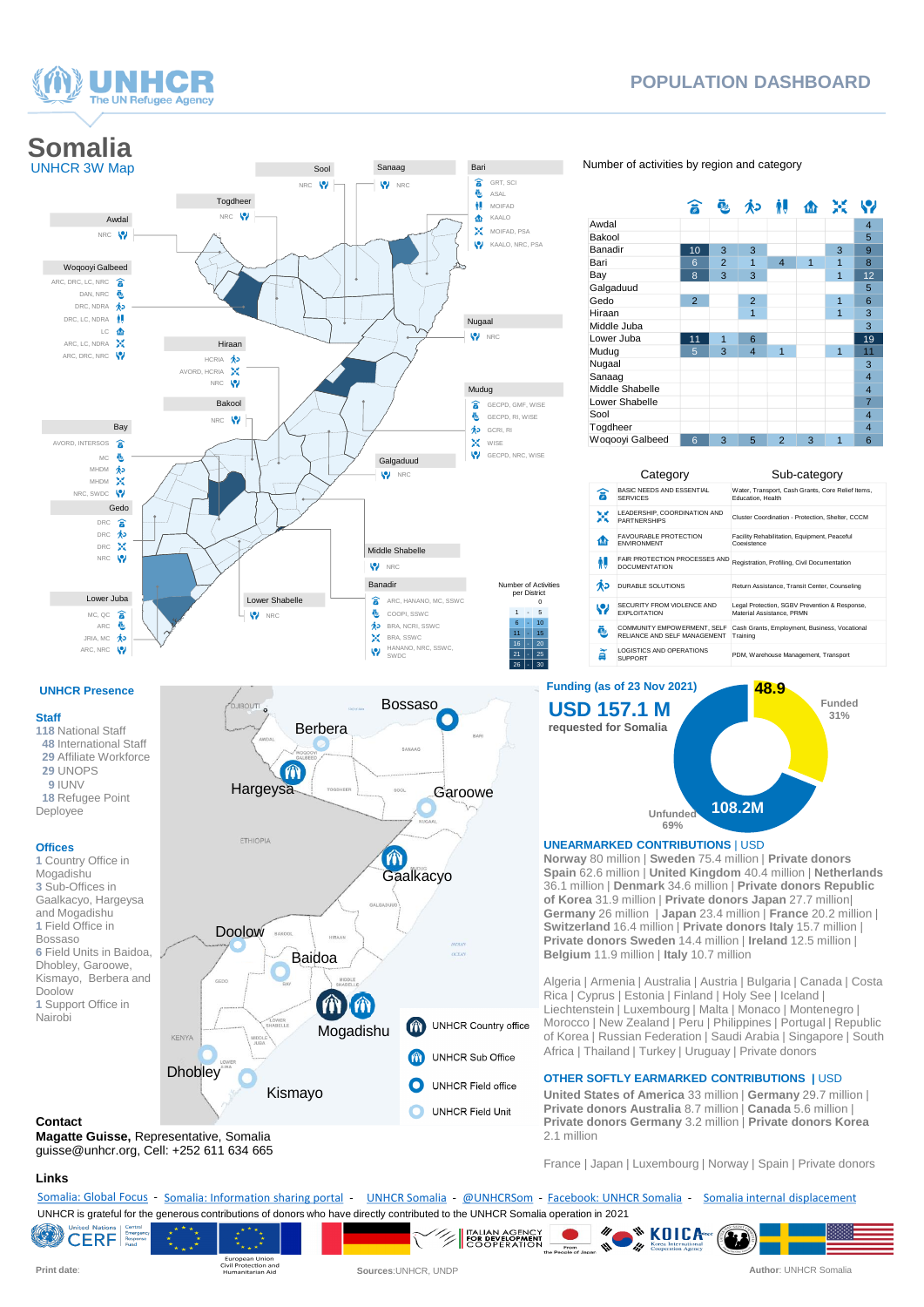# POPULATION DASHBOARD

# Somalia

UNHCR 3W Map

Number of activities by region and category

| Region | Logistics | Community empowerment | Durable solutions | Fair protection | Favourable protection | Leadership | Security |
|---|---|---|---|---|---|---|---|
| Awdal | | | | | | | 4 |
| Bakool | | | | | | | 5 |
| Banadir | 10 | 3 | 3 | | | 3 | 9 |
| Bari | 6 | 2 | 1 | 4 | 1 | 1 | 8 |
| Bay | 8 | 3 | 3 | | | 1 | 12 |
| Galgaduud | | | | | | | 5 |
| Gedo | 2 | | 2 | | | 1 | 6 |
| Hiraan | | | 1 | | | 1 | 3 |
| Middle Juba | | | | | | | 3 |
| Lower Juba | 11 | 1 | 6 | | | | 19 |
| Mudug | 5 | 3 | 4 | 1 | | 1 | 11 |
| Nugaal | | | | | | | 3 |
| Sanaag | | | | | | | 4 |
| Middle Shabelle | | | | | | | 4 |
| Lower Shabelle | | | | | | | 7 |
| Sool | | | | | | | 4 |
| Togdheer | | | | | | | 4 |
| Woqooyi Galbeed | 6 | 3 | 5 | 2 | 3 | 1 | 6 |

| Category | Sub-category |
|---|---|
| BASIC NEEDS AND ESSENTIAL SERVICES | Water, Transport, Cash Grants, Core Relief Items, Education, Health |
| LEADERSHIP, COORDINATION AND PARTNERSHIPS | Cluster Coordination - Protection, Shelter, CCCM |
| FAVOURABLE PROTECTION ENVIRONMENT | Facility Rehabilitation, Equipment, Peaceful Coexistence |
| FAIR PROTECTION PROCESSES AND DOCUMENTATION | Registration, Profiling, Civil Documentation |
| DURABLE SOLUTIONS | Return Assistance, Transit Center, Counseling |
| SECURITY FROM VIOLENCE AND EXPLOITATION | Legal Protection, SGBV Prevention & Response, Material Assistance, PRMN |
| COMMUNITY EMPOWERMENT, SELF RELIANCE AND SELF MANAGEMENT | Cash Grants, Employment, Business, Vocational Training |
| LOGISTICS AND OPERATIONS SUPPORT | PDM, Warehouse Management, Transport |

Sool: NRC
Sanaag: NRC
Bari: GRT, SCI; ASAL; MOIFAD; KAALO; MOIFAD, PSA; KAALO, NRC, PSA
Togdheer: NRC
Awdal: NRC
Woqooyi Galbeed: ARC, DRC, LC, NRC; DAN, NRC; DRC, NDRA; DRC, LC, NDRA; LC; ARC, LC, NDRA; ARC, DRC, NRC
Nugaal: NRC
Hiraan: HCRIA; AVORD, HCRIA; NRC
Bakool: NRC
Mudug: GECPD, GMF, WISE; GECPD, RI, WISE; GCRI, RI; WISE; GECPD, NRC, WISE
Bay: AVORD, INTERSOS; MC; MHDM; MHDM; NRC, SWDC
Galgaduud: NRC
Gedo: DRC; DRC; DRC; NRC
Middle Shabelle: NRC
Lower Juba: MC, QC; ARC; JRIA, MC; ARC, NRC
Lower Shabelle: NRC
Banadir: ARC, HANANO, MC, SSWC; COOPI, SSWC; BRA, NCRI, SSWC; BRA, SSWC; HANANO, NRC, SSWC, SWDC

Number of Activities per District
0
1 - 5
6 - 10
11 - 15
16 - 20
21 - 25
26 - 30

## UNHCR Presence

**Staff**
118 National Staff
48 International Staff
29 Affiliate Workforce
29 UNOPS
9 IUNV
18 Refugee Point Deployee

**Offices**
1 Country Office in Mogadishu
3 Sub-Offices in Gaalkacyo, Hargeysa and Mogadishu
1 Field Office in Bossaso
6 Field Units in Baidoa, Dhobley, Garoowe, Kismayo, Berbera and Doolow
1 Support Office in Nairobi

Bossaso, Berbera, Hargeysa, Garoowe, Gaalkacyo, Doolow, Baidoa, Mogadishu, Dhobley, Kismayo

UNHCR Country office
UNHCR Sub Office
UNHCR Field office
UNHCR Field Unit

## Funding (as of 23 Nov 2021)

**USD 157.1 M** requested for Somalia

48.9
Funded 31%
108.2M
Unfunded 69%

### UNEARMARKED CONTRIBUTIONS | USD

**Norway** 80 million | **Sweden** 75.4 million | **Private donors Spain** 62.6 million | **United Kingdom** 40.4 million | **Netherlands** 36.1 million | **Denmark** 34.6 million | **Private donors Republic of Korea** 31.9 million | **Private donors Japan** 27.7 million| **Germany** 26 million | **Japan** 23.4 million | **France** 20.2 million | **Switzerland** 16.4 million | **Private donors Italy** 15.7 million | **Private donors Sweden** 14.4 million | **Ireland** 12.5 million | **Belgium** 11.9 million | **Italy** 10.7 million

Algeria | Armenia | Australia | Austria | Bulgaria | Canada | Costa Rica | Cyprus | Estonia | Finland | Holy See | Iceland | Liechtenstein | Luxembourg | Malta | Monaco | Montenegro | Morocco | New Zealand | Peru | Philippines | Portugal | Republic of Korea | Russian Federation | Saudi Arabia | Singapore | South Africa | Thailand | Turkey | Uruguay | Private donors

### OTHER SOFTLY EARMARKED CONTRIBUTIONS | USD

**United States of America** 33 million | **Germany** 29.7 million | **Private donors Australia** 8.7 million | **Canada** 5.6 million | **Private donors Germany** 3.2 million | **Private donors Korea** 2.1 million

France | Japan | Luxembourg | Norway | Spain | Private donors

## Contact

**Magatte Guisse,** Representative, Somalia
guisse@unhcr.org, Cell: +252 611 634 665

## Links

Somalia: Global Focus - Somalia: Information sharing portal - UNHCR Somalia - @UNHCRSom - Facebook: UNHCR Somalia - Somalia internal displacement

UNHCR is grateful for the generous contributions of donors who have directly contributed to the UNHCR Somalia operation in 2021

Print date:
Sources:UNHCR, UNDP
Author: UNHCR Somalia